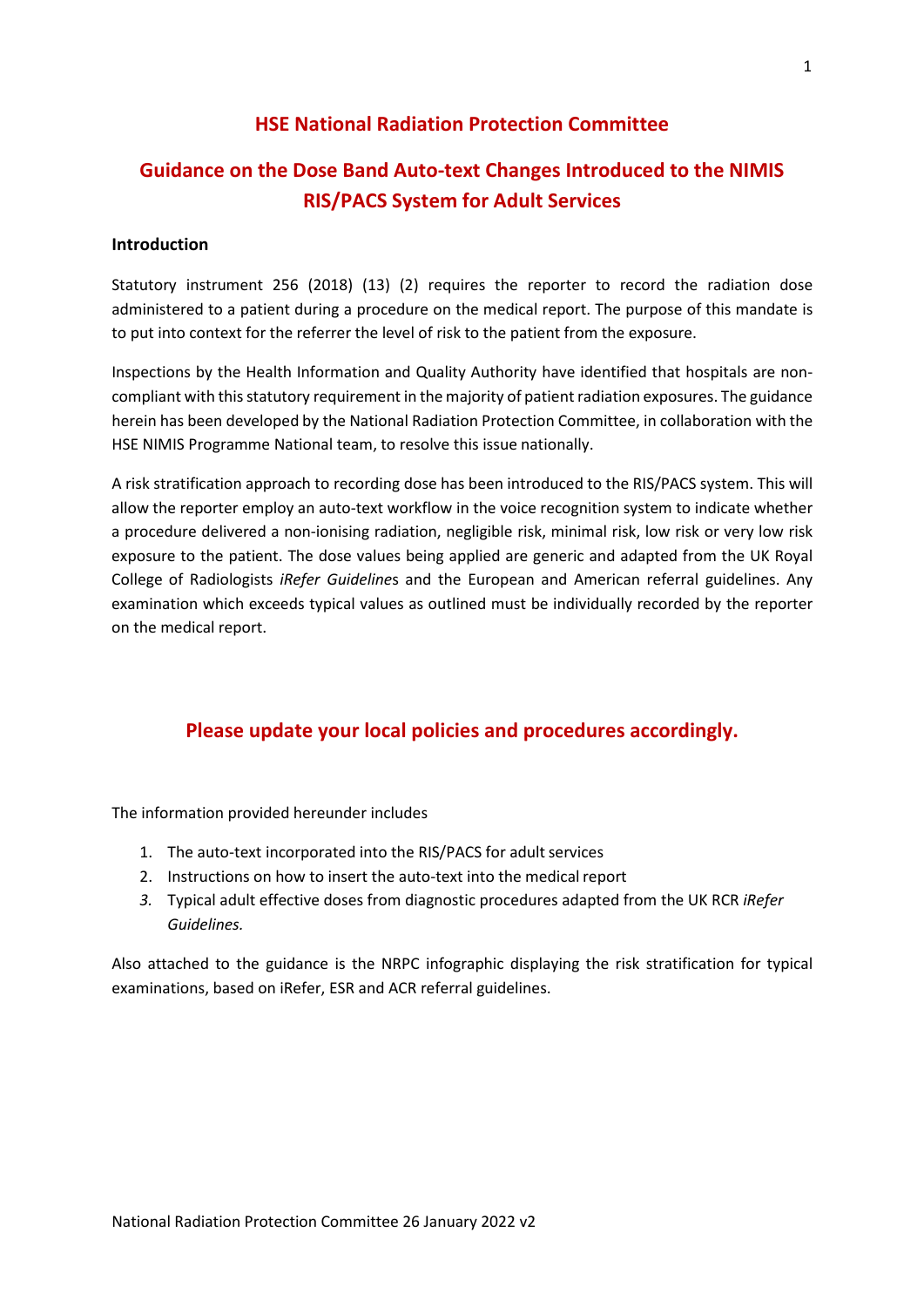# HSE National Radiation Protection Committee

## Guidance on the Dose Band Auto-text Changes Introduced to the NIMIS RIS/PACS System for Adult Services

**Introduction**

Statutory instrument 256 (2018) (13) (2) requires the reporter to record the radiation dose administered to a patient during a procedure on the medical report. The purpose of this mandate is to put into context for the referrer the level of risk to the patient from the exposure.

Inspections by the Health Information and Quality Authority have identified that hospitals are non-compliant with this statutory requirement in the majority of patient radiation exposures. The guidance herein has been developed by the National Radiation Protection Committee, in collaboration with the HSE NIMIS Programme National team, to resolve this issue nationally.

A risk stratification approach to recording dose has been introduced to the RIS/PACS system. This will allow the reporter employ an auto-text workflow in the voice recognition system to indicate whether a procedure delivered a non-ionising radiation, negligible risk, minimal risk, low risk or very low risk exposure to the patient. The dose values being applied are generic and adapted from the UK Royal College of Radiologists *iRefer Guidelines* and the European and American referral guidelines. Any examination which exceeds typical values as outlined must be individually recorded by the reporter on the medical report.

### Please update your local policies and procedures accordingly.

The information provided hereunder includes

1. The auto-text incorporated into the RIS/PACS for adult services
2. Instructions on how to insert the auto-text into the medical report
3. Typical adult effective doses from diagnostic procedures adapted from the UK RCR *iRefer Guidelines.*

Also attached to the guidance is the NRPC infographic displaying the risk stratification for typical examinations, based on iRefer, ESR and ACR referral guidelines.

National Radiation Protection Committee 26 January 2022 v2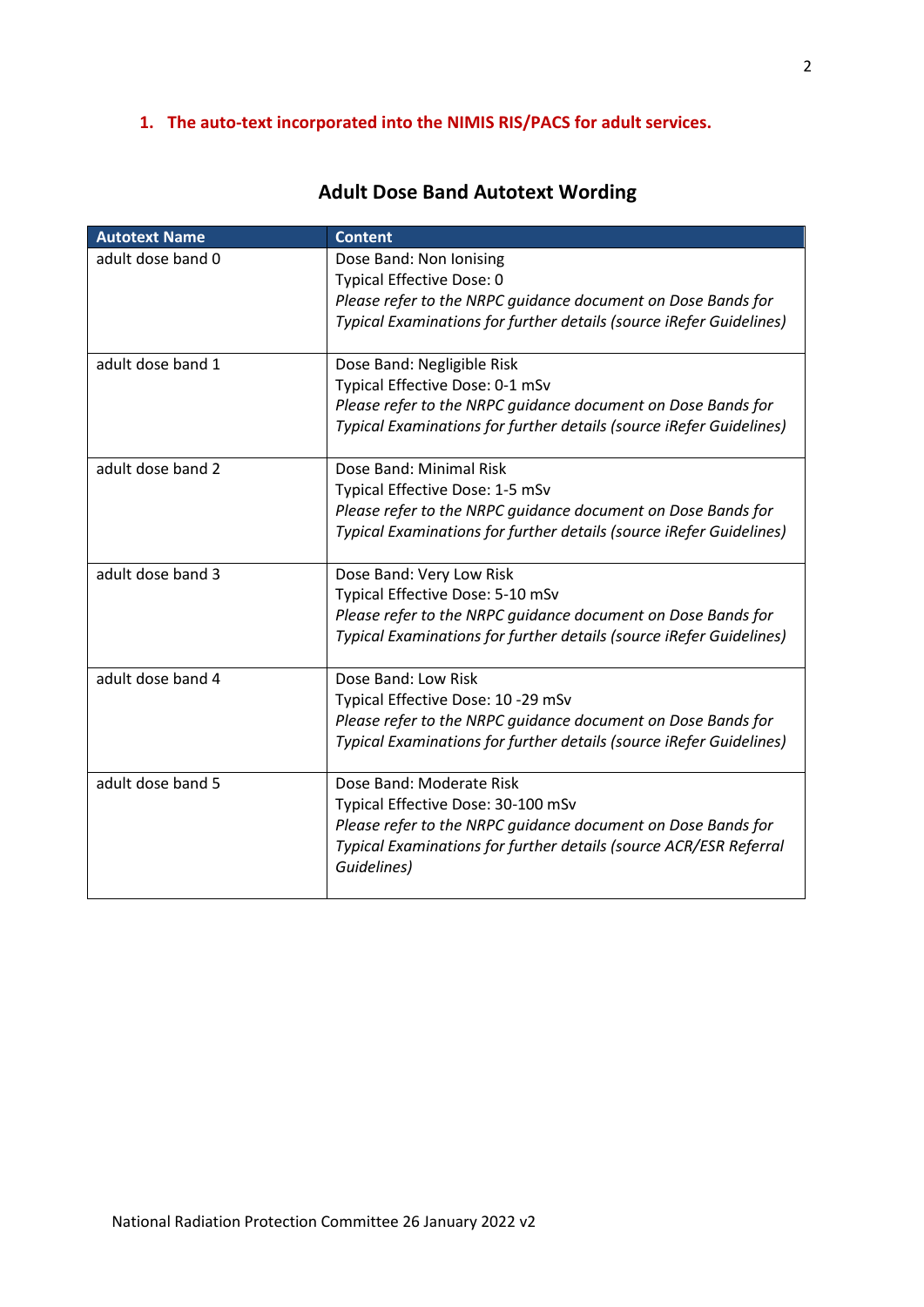## 1. The auto-text incorporated into the NIMIS RIS/PACS for adult services.

### Adult Dose Band Autotext Wording

| Autotext Name | Content |
| --- | --- |
| adult dose band 0 | Dose Band: Non Ionising<br>Typical Effective Dose: 0<br>*Please refer to the NRPC guidance document on Dose Bands for Typical Examinations for further details (source iRefer Guidelines)* |
| adult dose band 1 | Dose Band: Negligible Risk<br>Typical Effective Dose: 0-1 mSv<br>*Please refer to the NRPC guidance document on Dose Bands for Typical Examinations for further details (source iRefer Guidelines)* |
| adult dose band 2 | Dose Band: Minimal Risk<br>Typical Effective Dose: 1-5 mSv<br>*Please refer to the NRPC guidance document on Dose Bands for Typical Examinations for further details (source iRefer Guidelines)* |
| adult dose band 3 | Dose Band: Very Low Risk<br>Typical Effective Dose: 5-10 mSv<br>*Please refer to the NRPC guidance document on Dose Bands for Typical Examinations for further details (source iRefer Guidelines)* |
| adult dose band 4 | Dose Band: Low Risk<br>Typical Effective Dose: 10 -29 mSv<br>*Please refer to the NRPC guidance document on Dose Bands for Typical Examinations for further details (source iRefer Guidelines)* |
| adult dose band 5 | Dose Band: Moderate Risk<br>Typical Effective Dose: 30-100 mSv<br>*Please refer to the NRPC guidance document on Dose Bands for Typical Examinations for further details (source ACR/ESR Referral Guidelines)* |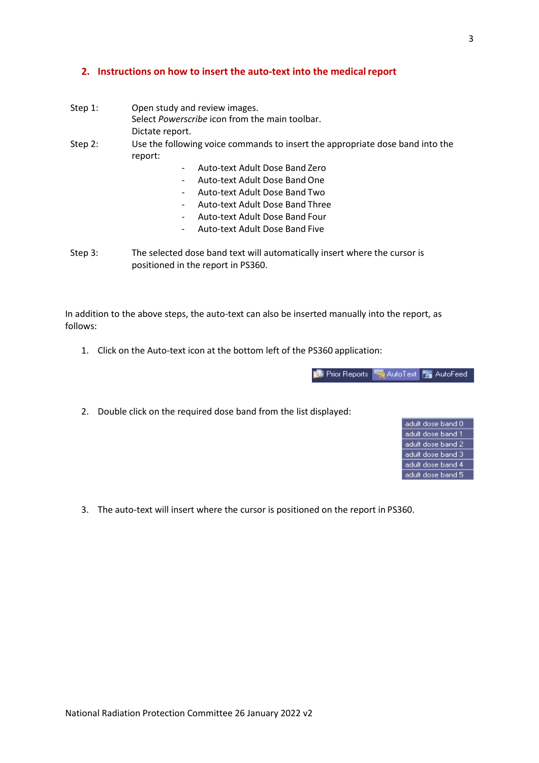## 2. Instructions on how to insert the auto-text into the medical report

Step 1: Open study and review images.
Select *Powerscribe* icon from the main toolbar.
Dictate report.

Step 2: Use the following voice commands to insert the appropriate dose band into the report:

- Auto-text Adult Dose Band Zero
- Auto-text Adult Dose Band One
- Auto-text Adult Dose Band Two
- Auto-text Adult Dose Band Three
- Auto-text Adult Dose Band Four
- Auto-text Adult Dose Band Five

Step 3: The selected dose band text will automatically insert where the cursor is positioned in the report in PS360.

In addition to the above steps, the auto-text can also be inserted manually into the report, as follows:

1. Click on the Auto-text icon at the bottom left of the PS360 application:

   Prior Reports | AutoText | AutoFeed

2. Double click on the required dose band from the list displayed:

   adult dose band 0
   adult dose band 1
   adult dose band 2
   adult dose band 3
   adult dose band 4
   adult dose band 5

3. The auto-text will insert where the cursor is positioned on the report in PS360.

National Radiation Protection Committee 26 January 2022 v2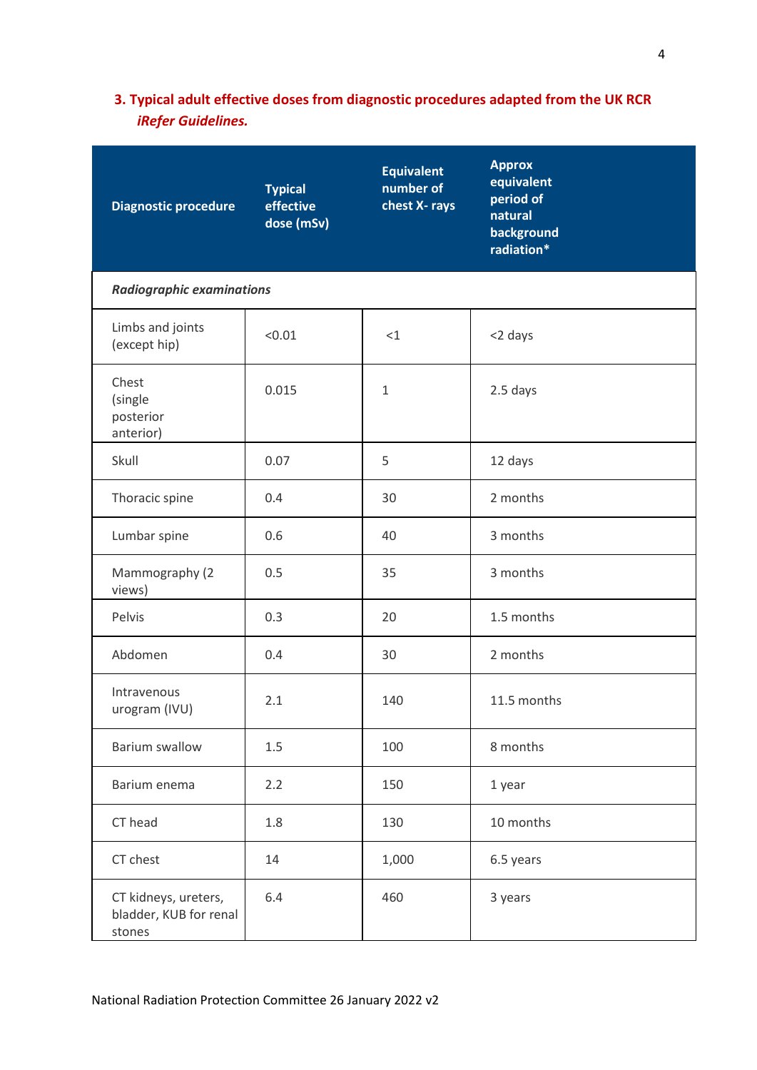## 3. Typical adult effective doses from diagnostic procedures adapted from the UK RCR *iRefer Guidelines.*

| Diagnostic procedure | Typical effective dose (mSv) | Equivalent number of chest X- rays | Approx equivalent period of natural background radiation* |
|---|---|---|---|
| ***Radiographic examinations*** | | | |
| Limbs and joints (except hip) | <0.01 | <1 | <2 days |
| Chest (single posterior anterior) | 0.015 | 1 | 2.5 days |
| Skull | 0.07 | 5 | 12 days |
| Thoracic spine | 0.4 | 30 | 2 months |
| Lumbar spine | 0.6 | 40 | 3 months |
| Mammography (2 views) | 0.5 | 35 | 3 months |
| Pelvis | 0.3 | 20 | 1.5 months |
| Abdomen | 0.4 | 30 | 2 months |
| Intravenous urogram (IVU) | 2.1 | 140 | 11.5 months |
| Barium swallow | 1.5 | 100 | 8 months |
| Barium enema | 2.2 | 150 | 1 year |
| CT head | 1.8 | 130 | 10 months |
| CT chest | 14 | 1,000 | 6.5 years |
| CT kidneys, ureters, bladder, KUB for renal stones | 6.4 | 460 | 3 years |

National Radiation Protection Committee 26 January 2022 v2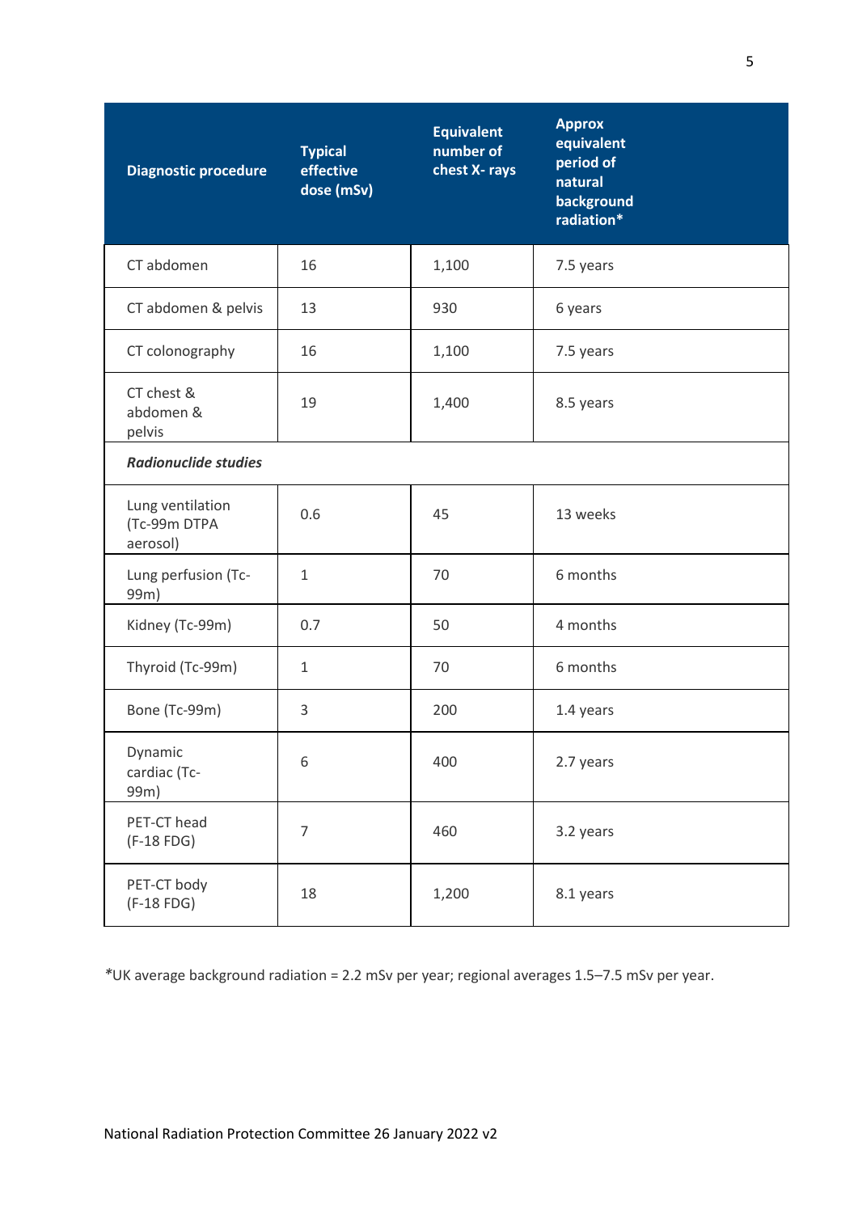| Diagnostic procedure | Typical effective dose (mSv) | Equivalent number of chest X- rays | Approx equivalent period of natural background radiation* |
|---|---|---|---|
| CT abdomen | 16 | 1,100 | 7.5 years |
| CT abdomen & pelvis | 13 | 930 | 6 years |
| CT colonography | 16 | 1,100 | 7.5 years |
| CT chest & abdomen & pelvis | 19 | 1,400 | 8.5 years |
| ***Radionuclide studies*** | | | |
| Lung ventilation (Tc-99m DTPA aerosol) | 0.6 | 45 | 13 weeks |
| Lung perfusion (Tc-99m) | 1 | 70 | 6 months |
| Kidney (Tc-99m) | 0.7 | 50 | 4 months |
| Thyroid (Tc-99m) | 1 | 70 | 6 months |
| Bone (Tc-99m) | 3 | 200 | 1.4 years |
| Dynamic cardiac (Tc-99m) | 6 | 400 | 2.7 years |
| PET-CT head (F-18 FDG) | 7 | 460 | 3.2 years |
| PET-CT body (F-18 FDG) | 18 | 1,200 | 8.1 years |

*UK average background radiation = 2.2 mSv per year; regional averages 1.5–7.5 mSv per year.

National Radiation Protection Committee 26 January 2022 v2